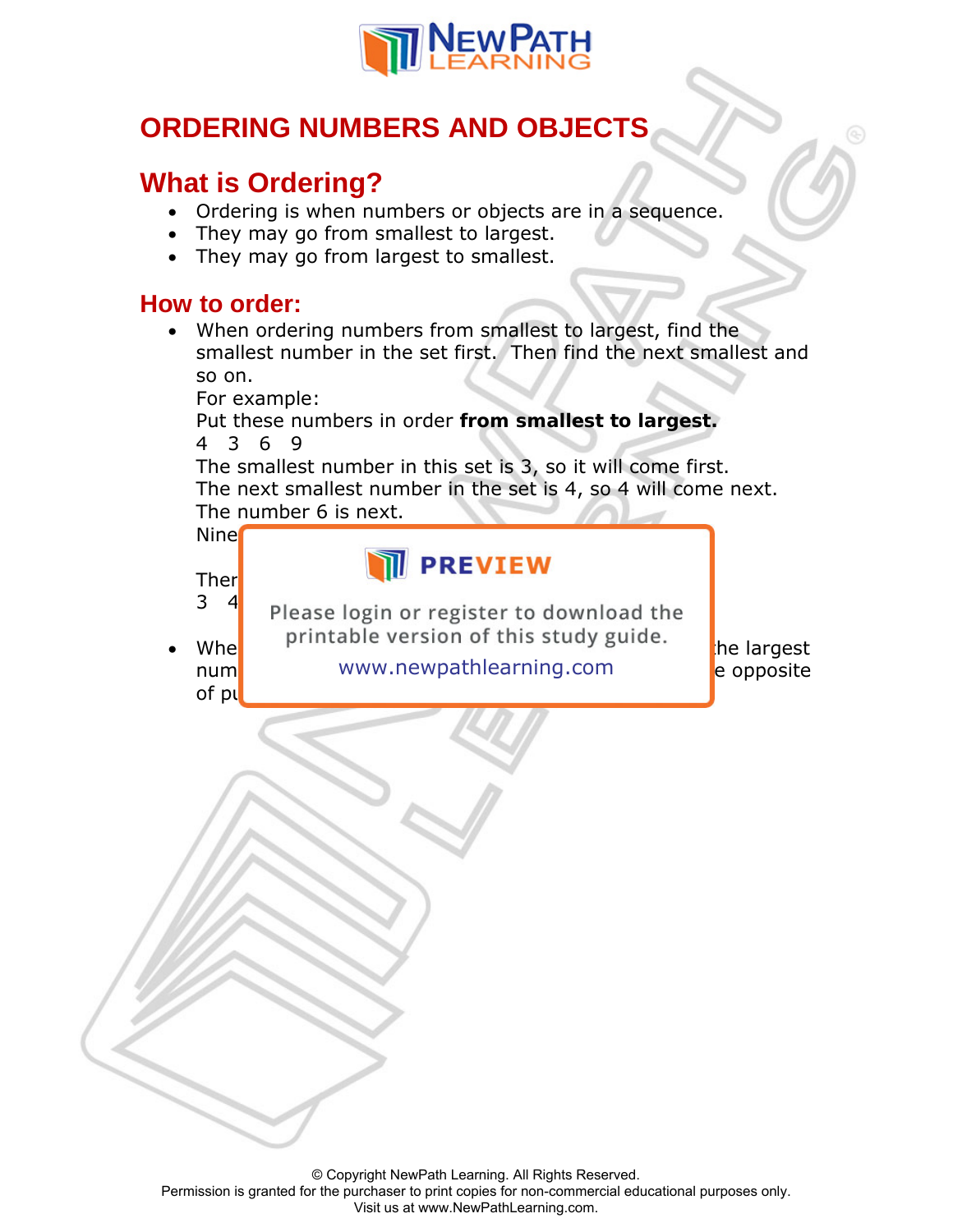# ORDERING NUMBERS AND OBJECTS

## What is Ordering?

- Ordering is when numbers or objects are in a sequence.
- They may go from smallest to largest.
- They may go from largest to smallest.

## How to order:

- When ordering numbers from smallest to largest, find the smallest number in the set first. Then find the next smallest and so on.

  For example:

  Put these numbers in order **from smallest to largest.**

  4 3 6 9

  The smallest number in this set is 3, so it will come first.

  The next smallest number in the set is 4, so 4 will come next.

  The number 6 is next.

  Nine

  Ther

  3 4

- Whe he largest num e opposite of pu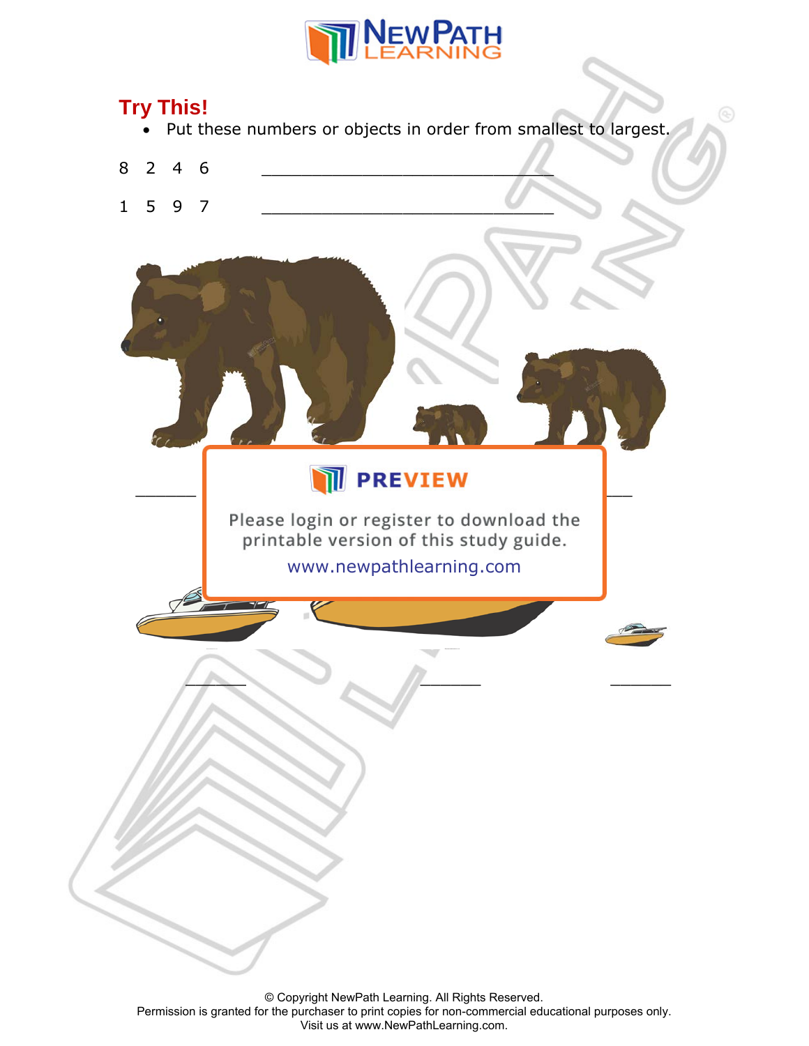## Try This!

- Put these numbers or objects in order from smallest to largest.

8 2 4 6 ______________________________

1 5 9 7 ______________________________

_____ _____

PREVIEW

Please login or register to download the printable version of this study guide.

www.newpathlearning.com

_____ _____ _____

© Copyright NewPath Learning. All Rights Reserved.
Permission is granted for the purchaser to print copies for non-commercial educational purposes only.
Visit us at www.NewPathLearning.com.